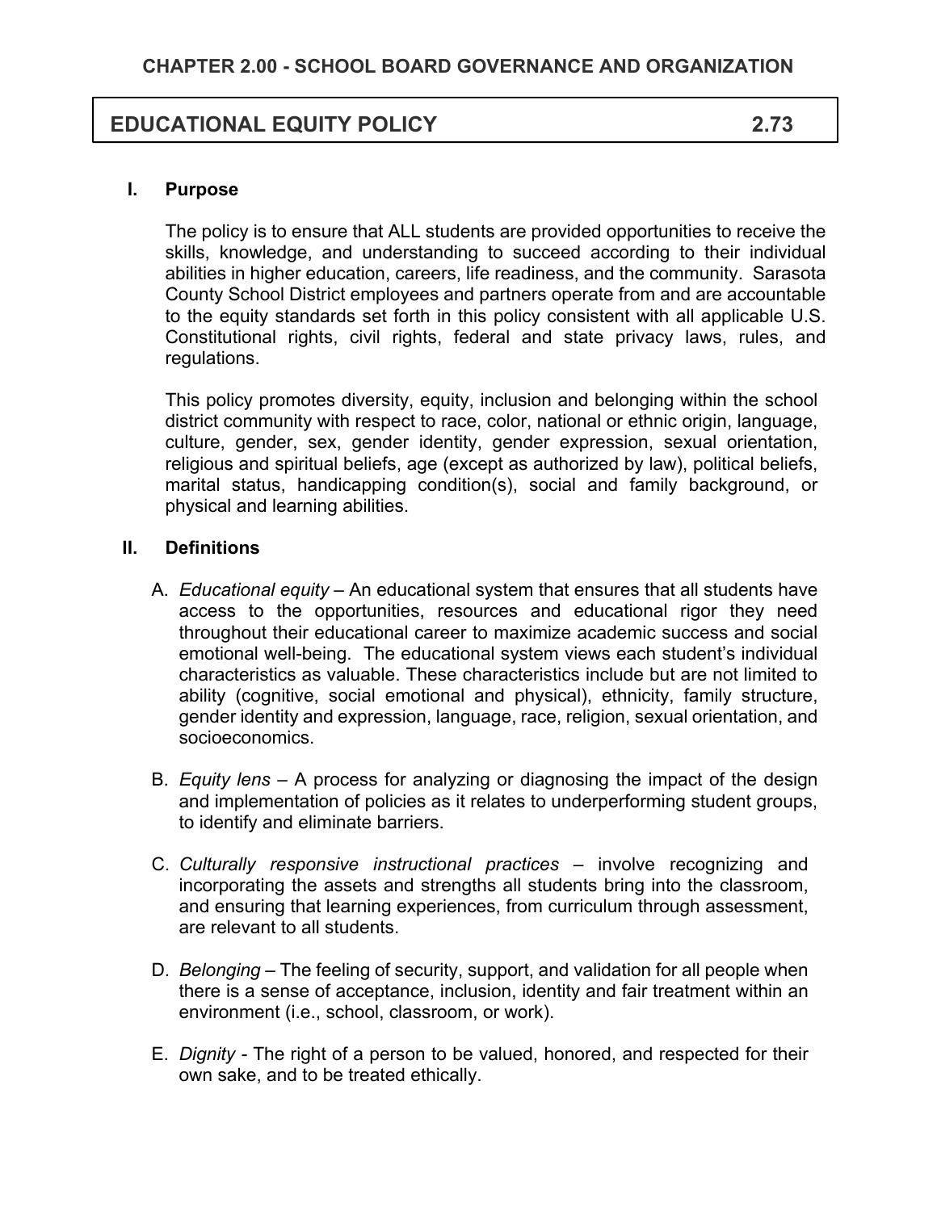## CHAPTER 2.00 - SCHOOL BOARD GOVERNANCE AND ORGANIZATION

# EDUCATIONAL EQUITY POLICY 2.73

## I. Purpose

The policy is to ensure that ALL students are provided opportunities to receive the skills, knowledge, and understanding to succeed according to their individual abilities in higher education, careers, life readiness, and the community. Sarasota County School District employees and partners operate from and are accountable to the equity standards set forth in this policy consistent with all applicable U.S. Constitutional rights, civil rights, federal and state privacy laws, rules, and regulations.

This policy promotes diversity, equity, inclusion and belonging within the school district community with respect to race, color, national or ethnic origin, language, culture, gender, sex, gender identity, gender expression, sexual orientation, religious and spiritual beliefs, age (except as authorized by law), political beliefs, marital status, handicapping condition(s), social and family background, or physical and learning abilities.

## II. Definitions

A. *Educational equity* – An educational system that ensures that all students have access to the opportunities, resources and educational rigor they need throughout their educational career to maximize academic success and social emotional well-being. The educational system views each student's individual characteristics as valuable. These characteristics include but are not limited to ability (cognitive, social emotional and physical), ethnicity, family structure, gender identity and expression, language, race, religion, sexual orientation, and socioeconomics.

B. *Equity lens* – A process for analyzing or diagnosing the impact of the design and implementation of policies as it relates to underperforming student groups, to identify and eliminate barriers.

C. *Culturally responsive instructional practices* – involve recognizing and incorporating the assets and strengths all students bring into the classroom, and ensuring that learning experiences, from curriculum through assessment, are relevant to all students.

D. *Belonging* – The feeling of security, support, and validation for all people when there is a sense of acceptance, inclusion, identity and fair treatment within an environment (i.e., school, classroom, or work).

E. *Dignity* - The right of a person to be valued, honored, and respected for their own sake, and to be treated ethically.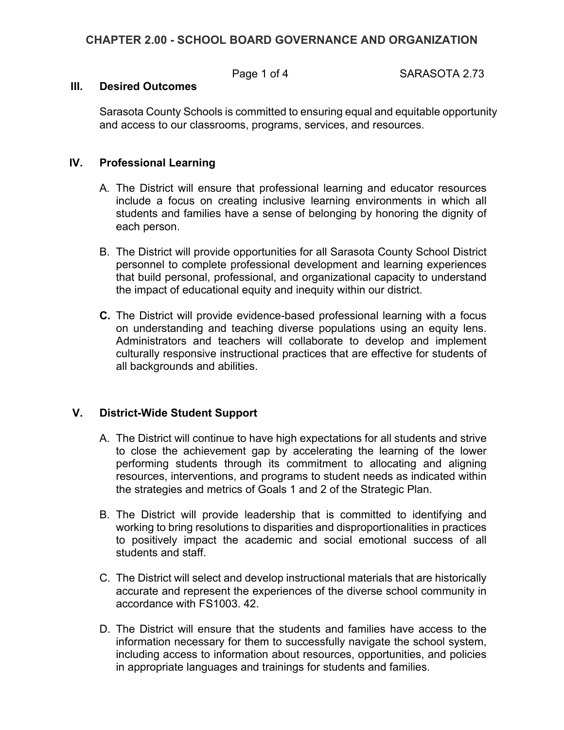### III. Desired Outcomes

Sarasota County Schools is committed to ensuring equal and equitable opportunity and access to our classrooms, programs, services, and resources.

### IV. Professional Learning

A. The District will ensure that professional learning and educator resources include a focus on creating inclusive learning environments in which all students and families have a sense of belonging by honoring the dignity of each person.

B. The District will provide opportunities for all Sarasota County School District personnel to complete professional development and learning experiences that build personal, professional, and organizational capacity to understand the impact of educational equity and inequity within our district.

**C.** The District will provide evidence-based professional learning with a focus on understanding and teaching diverse populations using an equity lens. Administrators and teachers will collaborate to develop and implement culturally responsive instructional practices that are effective for students of all backgrounds and abilities.

### V. District-Wide Student Support

A. The District will continue to have high expectations for all students and strive to close the achievement gap by accelerating the learning of the lower performing students through its commitment to allocating and aligning resources, interventions, and programs to student needs as indicated within the strategies and metrics of Goals 1 and 2 of the Strategic Plan.

B. The District will provide leadership that is committed to identifying and working to bring resolutions to disparities and disproportionalities in practices to positively impact the academic and social emotional success of all students and staff.

C. The District will select and develop instructional materials that are historically accurate and represent the experiences of the diverse school community in accordance with FS1003. 42.

D. The District will ensure that the students and families have access to the information necessary for them to successfully navigate the school system, including access to information about resources, opportunities, and policies in appropriate languages and trainings for students and families.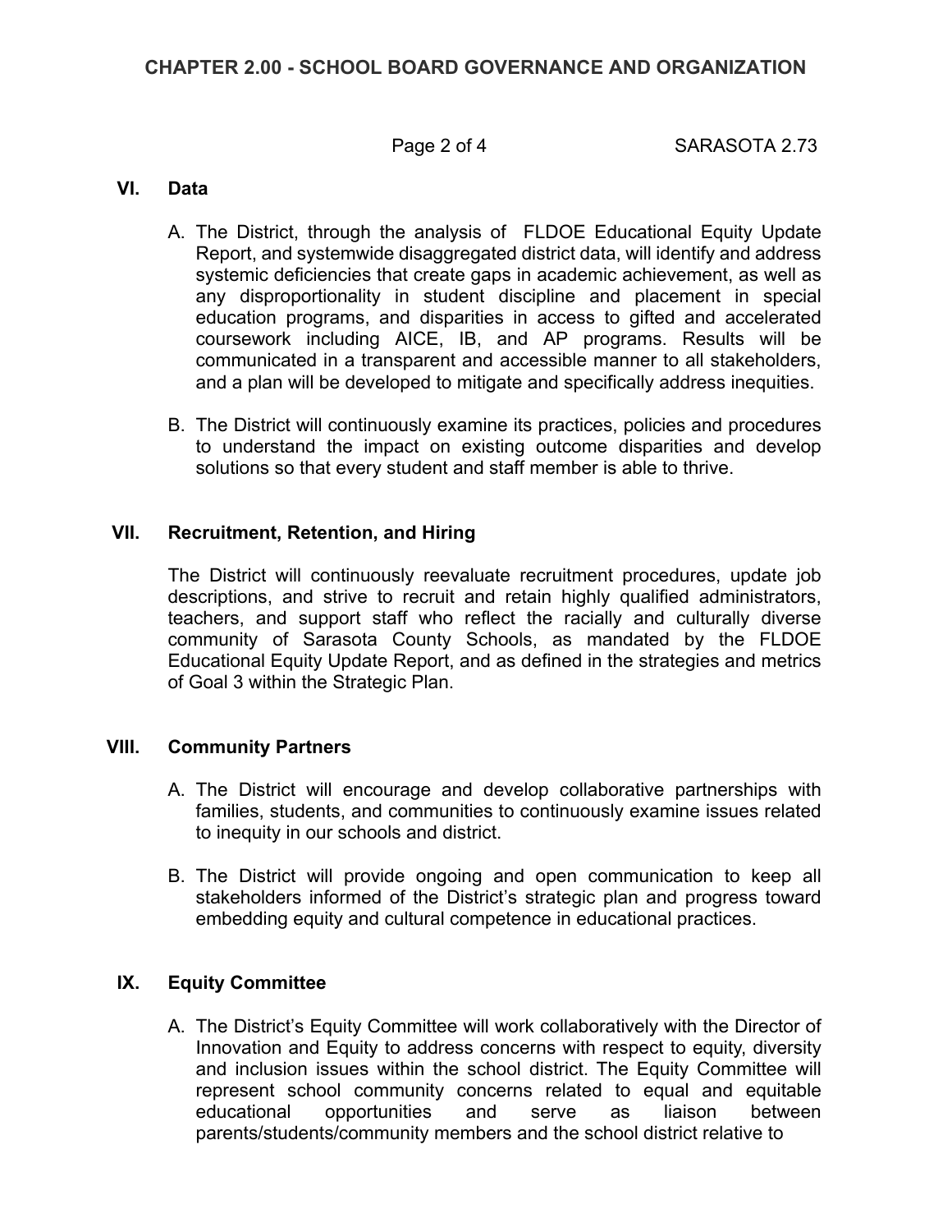## VI. Data

A. The District, through the analysis of FLDOE Educational Equity Update Report, and systemwide disaggregated district data, will identify and address systemic deficiencies that create gaps in academic achievement, as well as any disproportionality in student discipline and placement in special education programs, and disparities in access to gifted and accelerated coursework including AICE, IB, and AP programs. Results will be communicated in a transparent and accessible manner to all stakeholders, and a plan will be developed to mitigate and specifically address inequities.

B. The District will continuously examine its practices, policies and procedures to understand the impact on existing outcome disparities and develop solutions so that every student and staff member is able to thrive.

## VII. Recruitment, Retention, and Hiring

The District will continuously reevaluate recruitment procedures, update job descriptions, and strive to recruit and retain highly qualified administrators, teachers, and support staff who reflect the racially and culturally diverse community of Sarasota County Schools, as mandated by the FLDOE Educational Equity Update Report, and as defined in the strategies and metrics of Goal 3 within the Strategic Plan.

## VIII. Community Partners

A. The District will encourage and develop collaborative partnerships with families, students, and communities to continuously examine issues related to inequity in our schools and district.

B. The District will provide ongoing and open communication to keep all stakeholders informed of the District's strategic plan and progress toward embedding equity and cultural competence in educational practices.

## IX. Equity Committee

A. The District's Equity Committee will work collaboratively with the Director of Innovation and Equity to address concerns with respect to equity, diversity and inclusion issues within the school district. The Equity Committee will represent school community concerns related to equal and equitable educational opportunities and serve as liaison between parents/students/community members and the school district relative to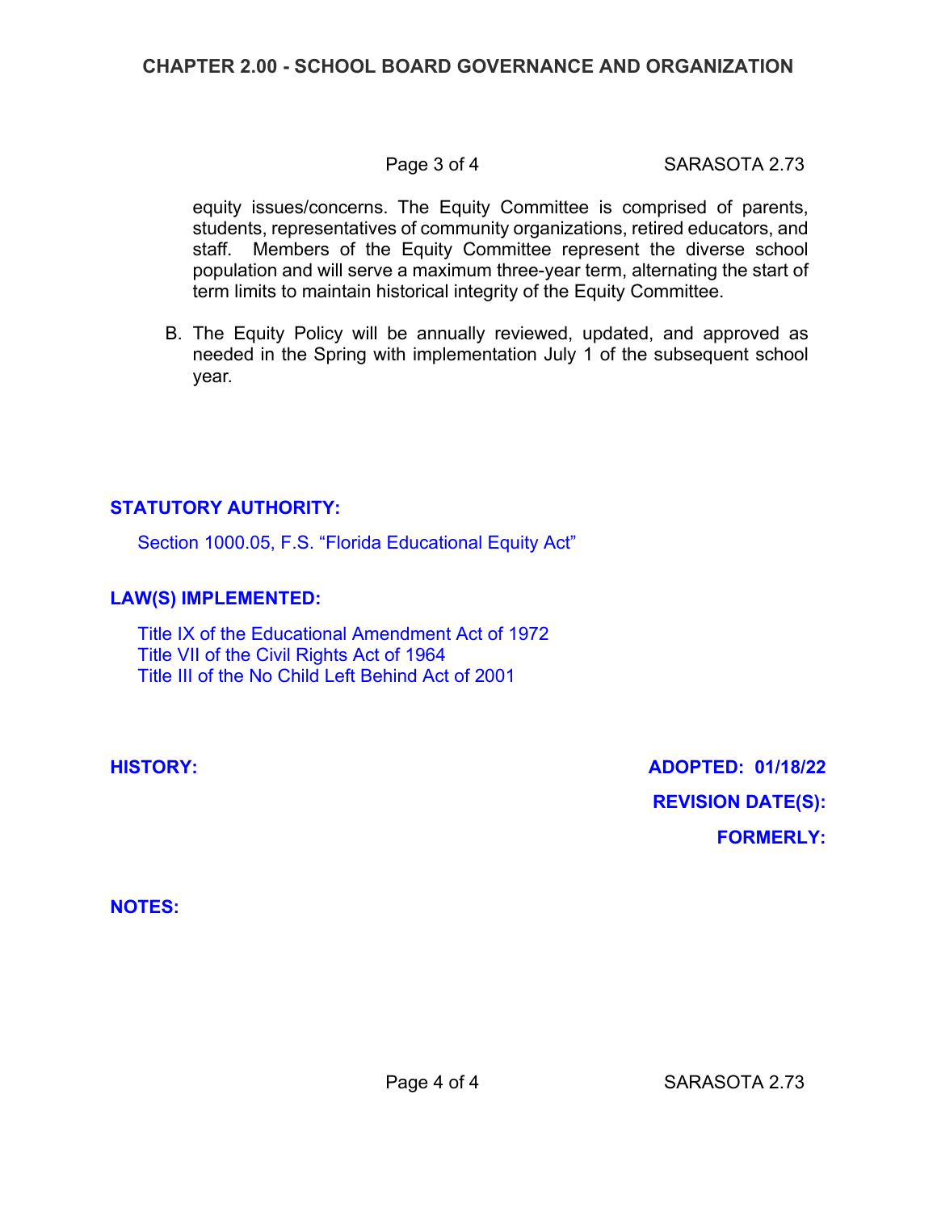equity issues/concerns. The Equity Committee is comprised of parents, students, representatives of community organizations, retired educators, and staff. Members of the Equity Committee represent the diverse school population and will serve a maximum three-year term, alternating the start of term limits to maintain historical integrity of the Equity Committee.

B. The Equity Policy will be annually reviewed, updated, and approved as needed in the Spring with implementation July 1 of the subsequent school year.

**STATUTORY AUTHORITY:**

Section 1000.05, F.S. "Florida Educational Equity Act"

**LAW(S) IMPLEMENTED:**

Title IX of the Educational Amendment Act of 1972
Title VII of the Civil Rights Act of 1964
Title III of the No Child Left Behind Act of 2001

**HISTORY:**

**ADOPTED: 01/18/22**

**REVISION DATE(S):**

**FORMERLY:**

**NOTES:**